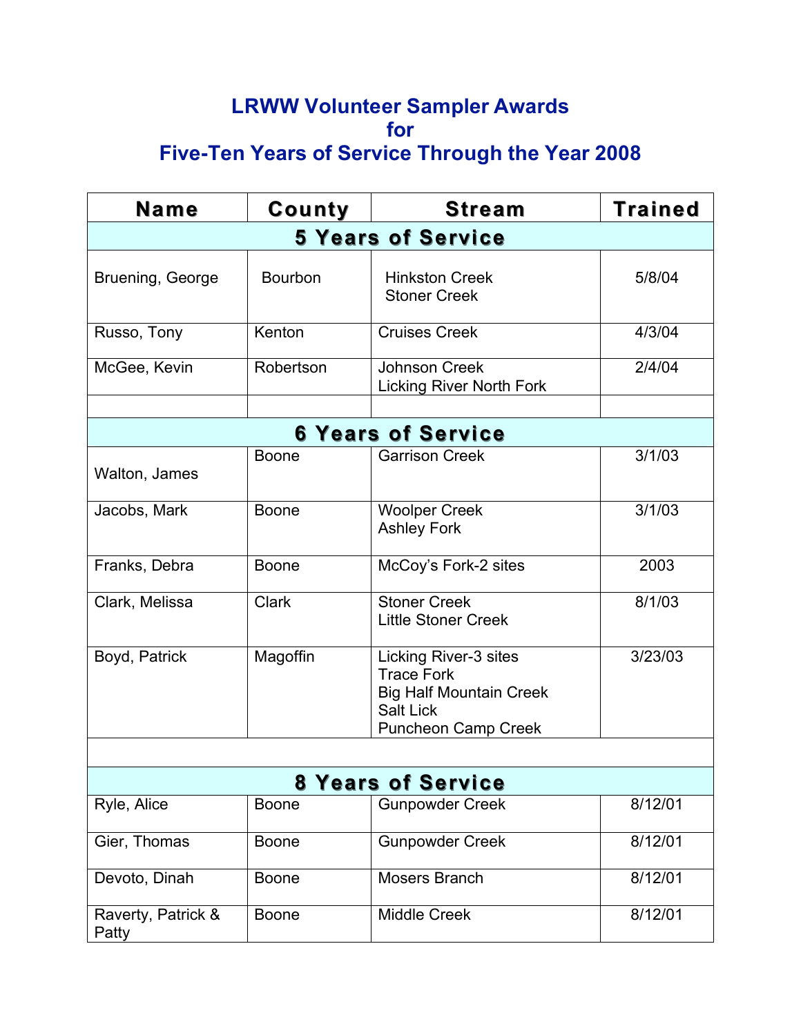# LRWW Volunteer Sampler Awards for Five-Ten Years of Service Through the Year 2008

| Name | County | Stream | Trained |
|---|---|---|---|
| **5 Years of Service** | | | |
| Bruening, George | Bourbon | Hinkston Creek<br>Stoner Creek | 5/8/04 |
| Russo, Tony | Kenton | Cruises Creek | 4/3/04 |
| McGee, Kevin | Robertson | Johnson Creek<br>Licking River North Fork | 2/4/04 |
| | | | |
| **6 Years of Service** | | | |
| Walton, James | Boone | Garrison Creek | 3/1/03 |
| Jacobs, Mark | Boone | Woolper Creek<br>Ashley Fork | 3/1/03 |
| Franks, Debra | Boone | McCoy's Fork-2 sites | 2003 |
| Clark, Melissa | Clark | Stoner Creek<br>Little Stoner Creek | 8/1/03 |
| Boyd, Patrick | Magoffin | Licking River-3 sites<br>Trace Fork<br>Big Half Mountain Creek<br>Salt Lick<br>Puncheon Camp Creek | 3/23/03 |
| | | | |
| **8 Years of Service** | | | |
| Ryle, Alice | Boone | Gunpowder Creek | 8/12/01 |
| Gier, Thomas | Boone | Gunpowder Creek | 8/12/01 |
| Devoto, Dinah | Boone | Mosers Branch | 8/12/01 |
| Raverty, Patrick & Patty | Boone | Middle Creek | 8/12/01 |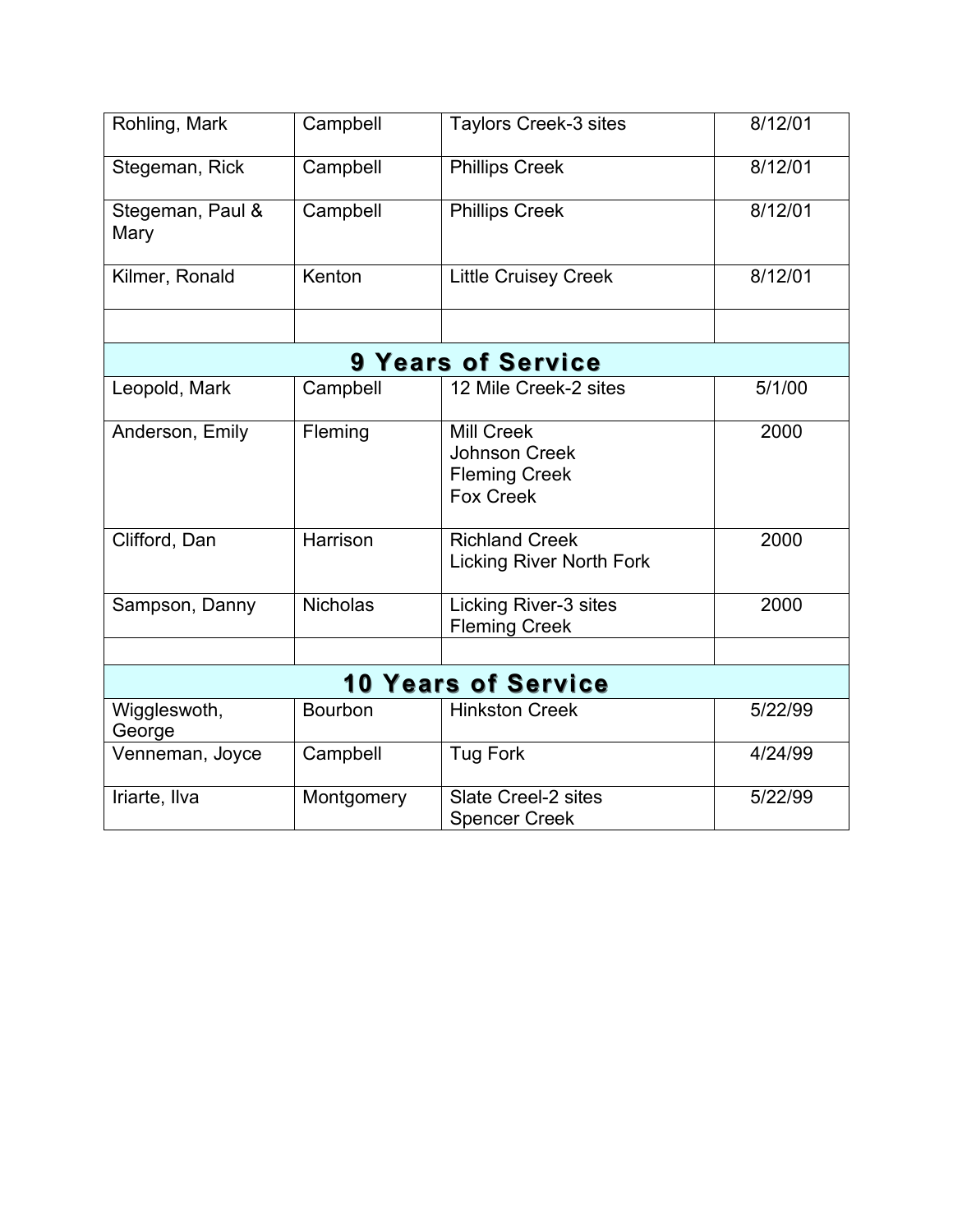| | | | |
|---|---|---|---|
| Rohling, Mark | Campbell | Taylors Creek-3 sites | 8/12/01 |
| Stegeman, Rick | Campbell | Phillips Creek | 8/12/01 |
| Stegeman, Paul & Mary | Campbell | Phillips Creek | 8/12/01 |
| Kilmer, Ronald | Kenton | Little Cruisey Creek | 8/12/01 |
| | | | |
| **9 Years of Service** | | | |
| Leopold, Mark | Campbell | 12 Mile Creek-2 sites | 5/1/00 |
| Anderson, Emily | Fleming | Mill Creek<br>Johnson Creek<br>Fleming Creek<br>Fox Creek | 2000 |
| Clifford, Dan | Harrison | Richland Creek<br>Licking River North Fork | 2000 |
| Sampson, Danny | Nicholas | Licking River-3 sites<br>Fleming Creek | 2000 |
| | | | |
| **10 Years of Service** | | | |
| Wiggleswoth, George | Bourbon | Hinkston Creek | 5/22/99 |
| Venneman, Joyce | Campbell | Tug Fork | 4/24/99 |
| Iriarte, Ilva | Montgomery | Slate Creel-2 sites<br>Spencer Creek | 5/22/99 |